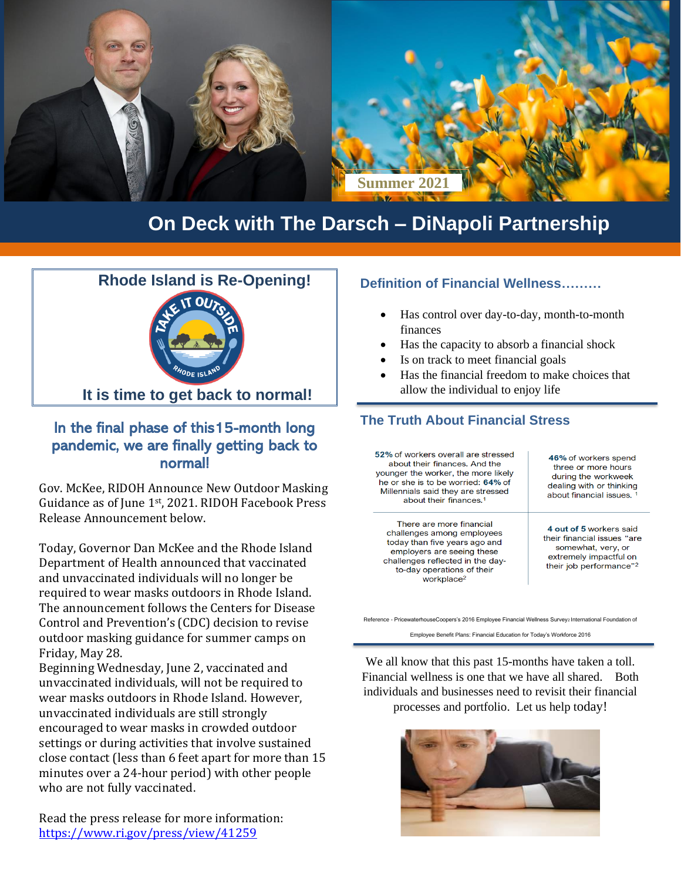Summer 2021

# On Deck with The Darsch – DiNapoli Partnership

## Rhode Island is Re-Opening!

TAKE IT OUTSIDE
RHODE ISLAND

**It is time to get back to normal!**

### In the final phase of this15-month long pandemic, we are finally getting back to normal!

Gov. McKee, RIDOH Announce New Outdoor Masking Guidance as of June 1st, 2021. RIDOH Facebook Press Release Announcement below.

Today, Governor Dan McKee and the Rhode Island Department of Health announced that vaccinated and unvaccinated individuals will no longer be required to wear masks outdoors in Rhode Island. The announcement follows the Centers for Disease Control and Prevention's (CDC) decision to revise outdoor masking guidance for summer camps on Friday, May 28.

Beginning Wednesday, June 2, vaccinated and unvaccinated individuals, will not be required to wear masks outdoors in Rhode Island. However, unvaccinated individuals are still strongly encouraged to wear masks in crowded outdoor settings or during activities that involve sustained close contact (less than 6 feet apart for more than 15 minutes over a 24-hour period) with other people who are not fully vaccinated.

Read the press release for more information: [https://www.ri.gov/press/view/41259](https://www.ri.gov/press/view/41259)

## Definition of Financial Wellness………

- Has control over day-to-day, month-to-month finances
- Has the capacity to absorb a financial shock
- Is on track to meet financial goals
- Has the financial freedom to make choices that allow the individual to enjoy life

## The Truth About Financial Stress

| | |
|---|---|
| **52%** of workers overall are stressed about their finances. And the younger the worker, the more likely he or she is to be worried: **64%** of Millennials said they are stressed about their finances.[1] | **46%** of workers spend three or more hours during the workweek dealing with or thinking about financial issues. [1] |
| There are more financial challenges among employees today than five years ago and employers are seeing these challenges reflected in the day-to-day operations of their workplace[2] | **4 out of 5** workers said their financial issues "are somewhat, very, or extremely impactful on their job performance"[2] |

Reference - PricewaterhouseCoopers's 2016 Employee Financial Wellness Survey[2] International Foundation of Employee Benefit Plans: Financial Education for Today's Workforce 2016

We all know that this past 15-months have taken a toll. Financial wellness is one that we have all shared. Both individuals and businesses need to revisit their financial processes and portfolio. Let us help today!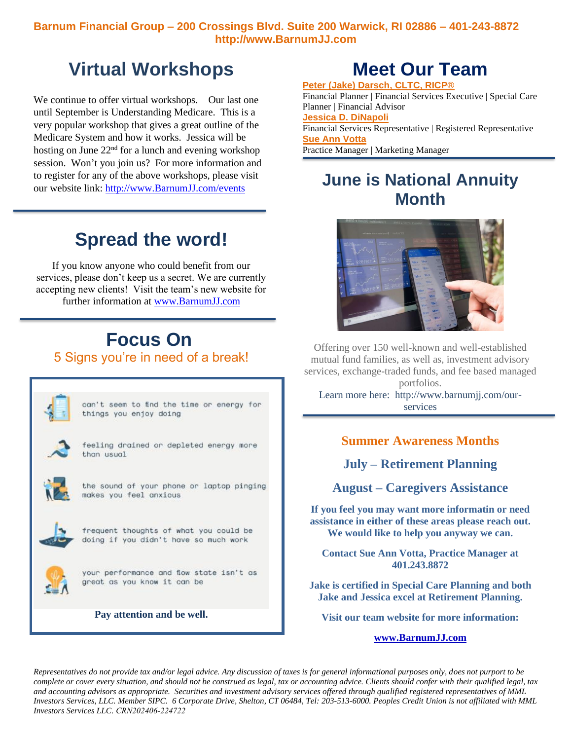**Barnum Financial Group – 200 Crossings Blvd. Suite 200 Warwick, RI 02886 – 401-243-8872**
**http://www.BarnumJJ.com**

# Virtual Workshops

We continue to offer virtual workshops. Our last one until September is Understanding Medicare. This is a very popular workshop that gives a great outline of the Medicare System and how it works. Jessica will be hosting on June 22nd for a lunch and evening workshop session. Won't you join us? For more information and to register for any of the above workshops, please visit our website link: http://www.BarnumJJ.com/events

# Spread the word!

If you know anyone who could benefit from our services, please don't keep us a secret. We are currently accepting new clients! Visit the team's new website for further information at www.BarnumJJ.com

# Focus On

## 5 Signs you're in need of a break!

can't seem to find the time or energy for things you enjoy doing

feeling drained or depleted energy more than usual

the sound of your phone or laptop pinging makes you feel anxious

frequent thoughts of what you could be doing if you didn't have so much work

your performance and flow state isn't as great as you know it can be

**Pay attention and be well.**

# Meet Our Team

**Peter (Jake) Darsch, CLTC, RICP®**
Financial Planner | Financial Services Executive | Special Care Planner | Financial Advisor

**Jessica D. DiNapoli**
Financial Services Representative | Registered Representative

**Sue Ann Votta**
Practice Manager | Marketing Manager

# June is National Annuity Month

Offering over 150 well-known and well-established mutual fund families, as well as, investment advisory services, exchange-traded funds, and fee based managed portfolios.

Learn more here: http://www.barnumjj.com/our-services

**Summer Awareness Months**

**July – Retirement Planning**

**August – Caregivers Assistance**

**If you feel you may want more informatin or need assistance in either of these areas please reach out. We would like to help you anyway we can.**

**Contact Sue Ann Votta, Practice Manager at 401.243.8872**

**Jake is certified in Special Care Planning and both Jake and Jessica excel at Retirement Planning.**

**Visit our team website for more information:**

**www.BarnumJJ.com**

*Representatives do not provide tax and/or legal advice. Any discussion of taxes is for general informational purposes only, does not purport to be complete or cover every situation, and should not be construed as legal, tax or accounting advice. Clients should confer with their qualified legal, tax and accounting advisors as appropriate. Securities and investment advisory services offered through qualified registered representatives of MML Investors Services, LLC. Member SIPC. 6 Corporate Drive, Shelton, CT 06484, Tel: 203-513-6000. Peoples Credit Union is not affiliated with MML Investors Services LLC. CRN202406-224722*